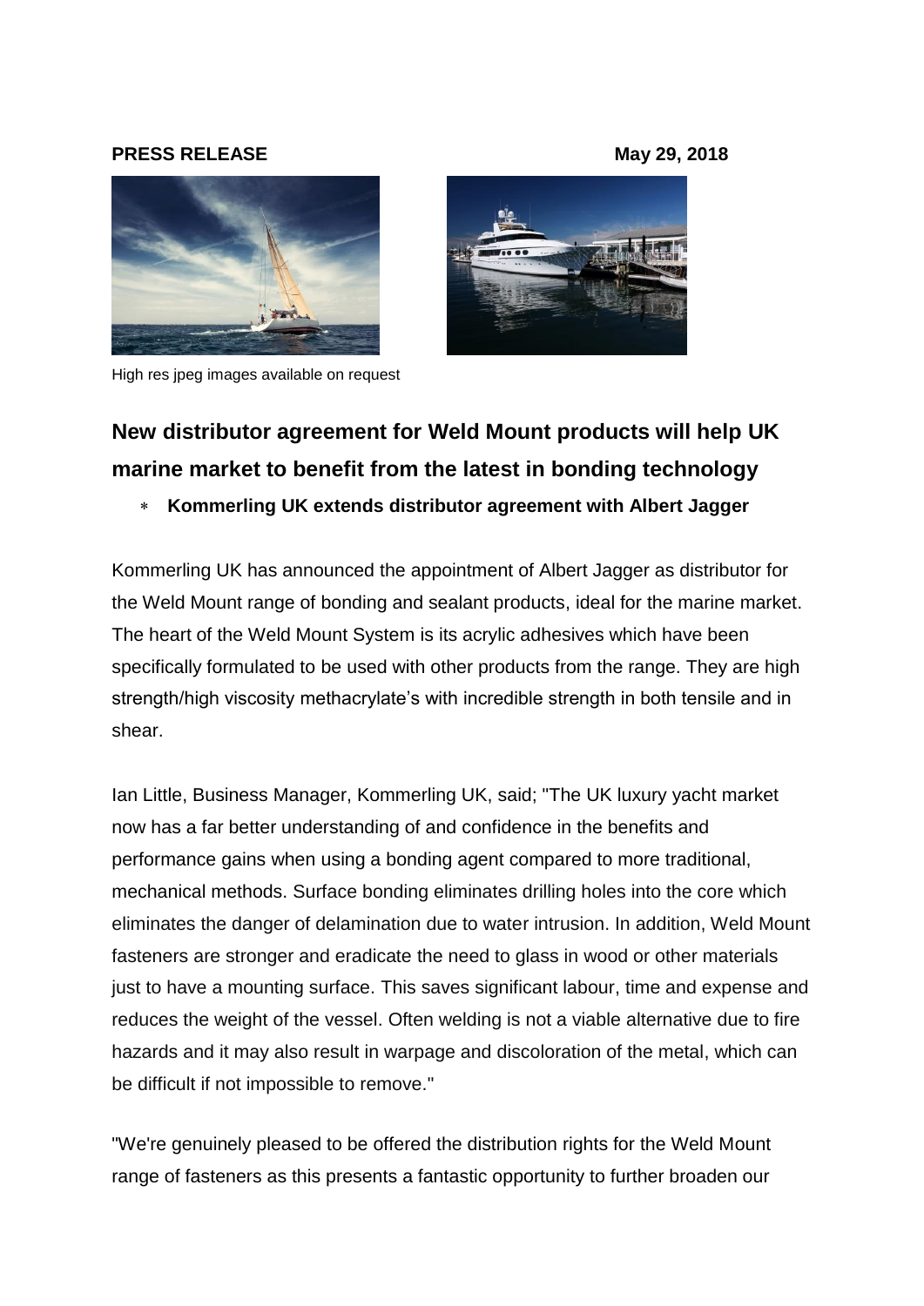**PRESS RELEASE** **May 29, 2018**

High res jpeg images available on request

## New distributor agreement for Weld Mount products will help UK marine market to benefit from the latest in bonding technology

- **Kommerling UK extends distributor agreement with Albert Jagger**

Kommerling UK has announced the appointment of Albert Jagger as distributor for the Weld Mount range of bonding and sealant products, ideal for the marine market. The heart of the Weld Mount System is its acrylic adhesives which have been specifically formulated to be used with other products from the range. They are high strength/high viscosity methacrylate's with incredible strength in both tensile and in shear.

Ian Little, Business Manager, Kommerling UK, said; "The UK luxury yacht market now has a far better understanding of and confidence in the benefits and performance gains when using a bonding agent compared to more traditional, mechanical methods. Surface bonding eliminates drilling holes into the core which eliminates the danger of delamination due to water intrusion. In addition, Weld Mount fasteners are stronger and eradicate the need to glass in wood or other materials just to have a mounting surface. This saves significant labour, time and expense and reduces the weight of the vessel. Often welding is not a viable alternative due to fire hazards and it may also result in warpage and discoloration of the metal, which can be difficult if not impossible to remove."

"We're genuinely pleased to be offered the distribution rights for the Weld Mount range of fasteners as this presents a fantastic opportunity to further broaden our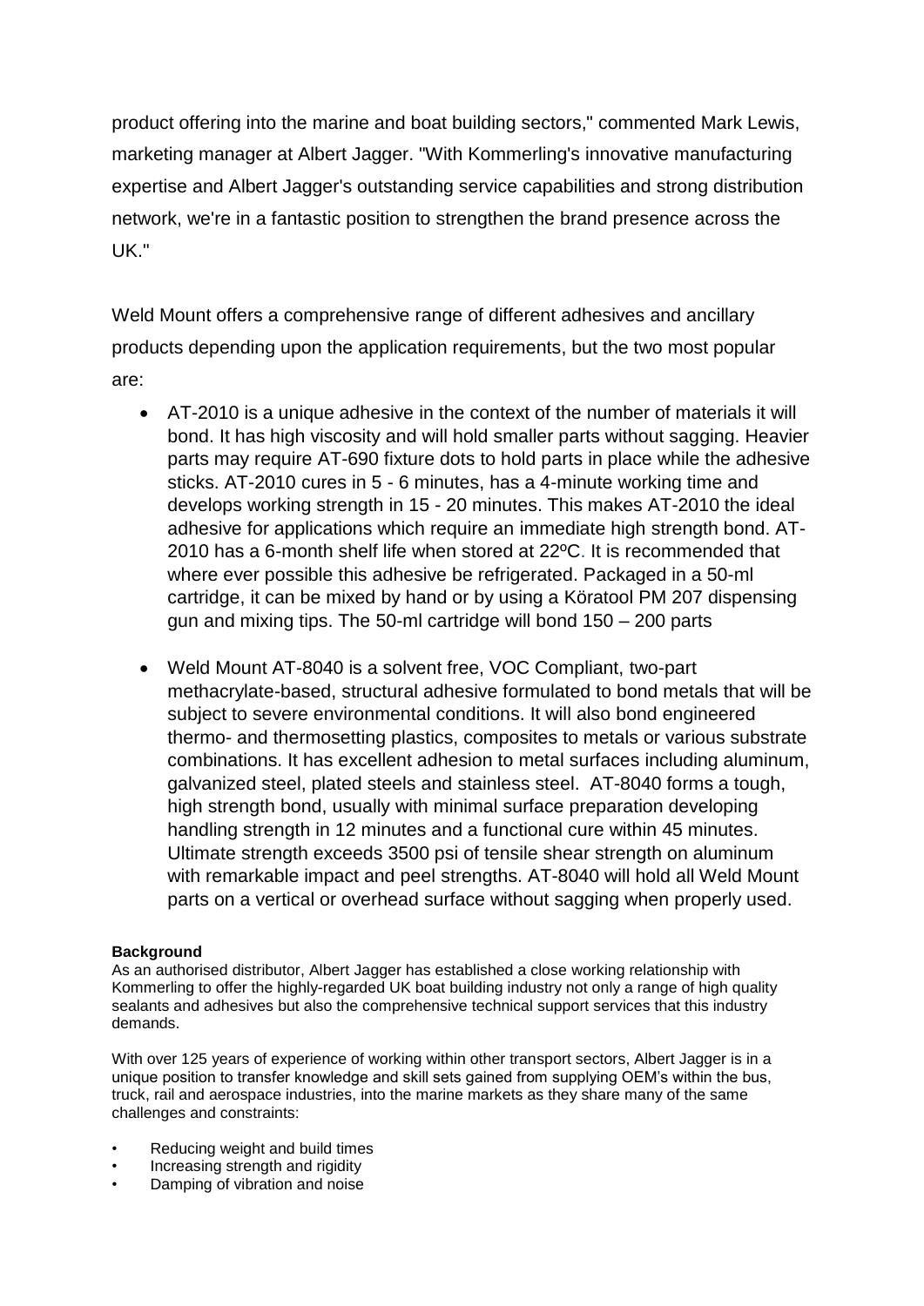product offering into the marine and boat building sectors," commented Mark Lewis, marketing manager at Albert Jagger. "With Kommerling's innovative manufacturing expertise and Albert Jagger's outstanding service capabilities and strong distribution network, we're in a fantastic position to strengthen the brand presence across the UK."

Weld Mount offers a comprehensive range of different adhesives and ancillary products depending upon the application requirements, but the two most popular are:

- AT-2010 is a unique adhesive in the context of the number of materials it will bond. It has high viscosity and will hold smaller parts without sagging. Heavier parts may require AT-690 fixture dots to hold parts in place while the adhesive sticks. AT-2010 cures in 5 - 6 minutes, has a 4-minute working time and develops working strength in 15 - 20 minutes. This makes AT-2010 the ideal adhesive for applications which require an immediate high strength bond. AT-2010 has a 6-month shelf life when stored at 22ºC. It is recommended that where ever possible this adhesive be refrigerated. Packaged in a 50-ml cartridge, it can be mixed by hand or by using a Köratool PM 207 dispensing gun and mixing tips. The 50-ml cartridge will bond 150 – 200 parts
- Weld Mount AT-8040 is a solvent free, VOC Compliant, two-part methacrylate-based, structural adhesive formulated to bond metals that will be subject to severe environmental conditions. It will also bond engineered thermo- and thermosetting plastics, composites to metals or various substrate combinations. It has excellent adhesion to metal surfaces including aluminum, galvanized steel, plated steels and stainless steel. AT-8040 forms a tough, high strength bond, usually with minimal surface preparation developing handling strength in 12 minutes and a functional cure within 45 minutes. Ultimate strength exceeds 3500 psi of tensile shear strength on aluminum with remarkable impact and peel strengths. AT-8040 will hold all Weld Mount parts on a vertical or overhead surface without sagging when properly used.

**Background**

As an authorised distributor, Albert Jagger has established a close working relationship with Kommerling to offer the highly-regarded UK boat building industry not only a range of high quality sealants and adhesives but also the comprehensive technical support services that this industry demands.

With over 125 years of experience of working within other transport sectors, Albert Jagger is in a unique position to transfer knowledge and skill sets gained from supplying OEM's within the bus, truck, rail and aerospace industries, into the marine markets as they share many of the same challenges and constraints:

- Reducing weight and build times
- Increasing strength and rigidity
- Damping of vibration and noise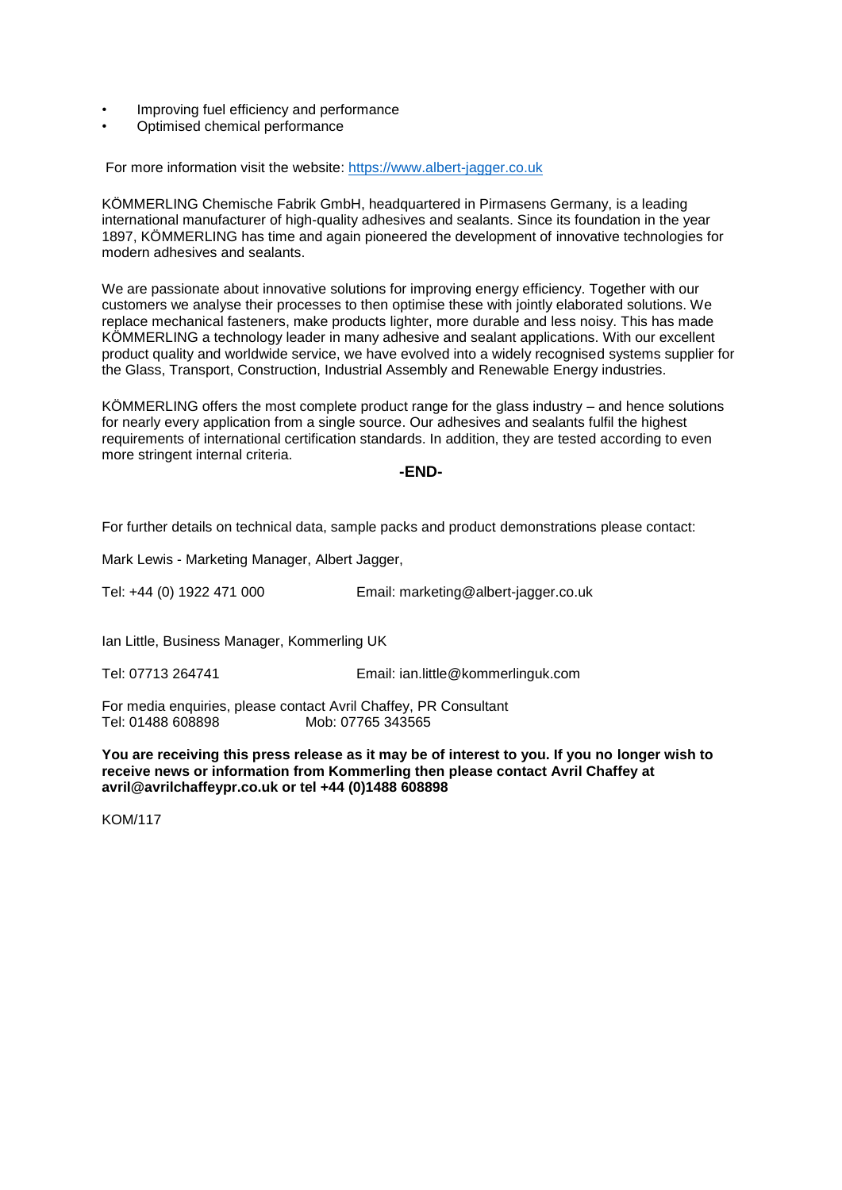- Improving fuel efficiency and performance
- Optimised chemical performance

For more information visit the website: [https://www.albert-jagger.co.uk](https://www.albert-jagger.co.uk)

KÖMMERLING Chemische Fabrik GmbH, headquartered in Pirmasens Germany, is a leading international manufacturer of high-quality adhesives and sealants. Since its foundation in the year 1897, KÖMMERLING has time and again pioneered the development of innovative technologies for modern adhesives and sealants.

We are passionate about innovative solutions for improving energy efficiency. Together with our customers we analyse their processes to then optimise these with jointly elaborated solutions. We replace mechanical fasteners, make products lighter, more durable and less noisy. This has made KÖMMERLING a technology leader in many adhesive and sealant applications. With our excellent product quality and worldwide service, we have evolved into a widely recognised systems supplier for the Glass, Transport, Construction, Industrial Assembly and Renewable Energy industries.

KÖMMERLING offers the most complete product range for the glass industry – and hence solutions for nearly every application from a single source. Our adhesives and sealants fulfil the highest requirements of international certification standards. In addition, they are tested according to even more stringent internal criteria.

**-END-**

For further details on technical data, sample packs and product demonstrations please contact:

Mark Lewis - Marketing Manager, Albert Jagger,

Tel: +44 (0) 1922 471 000 Email: marketing@albert-jagger.co.uk

Ian Little, Business Manager, Kommerling UK

Tel: 07713 264741 Email: ian.little@kommerlinguk.com

For media enquiries, please contact Avril Chaffey, PR Consultant
Tel: 01488 608898 Mob: 07765 343565

**You are receiving this press release as it may be of interest to you. If you no longer wish to receive news or information from Kommerling then please contact Avril Chaffey at avril@avrilchaffeypr.co.uk or tel +44 (0)1488 608898**

KOM/117